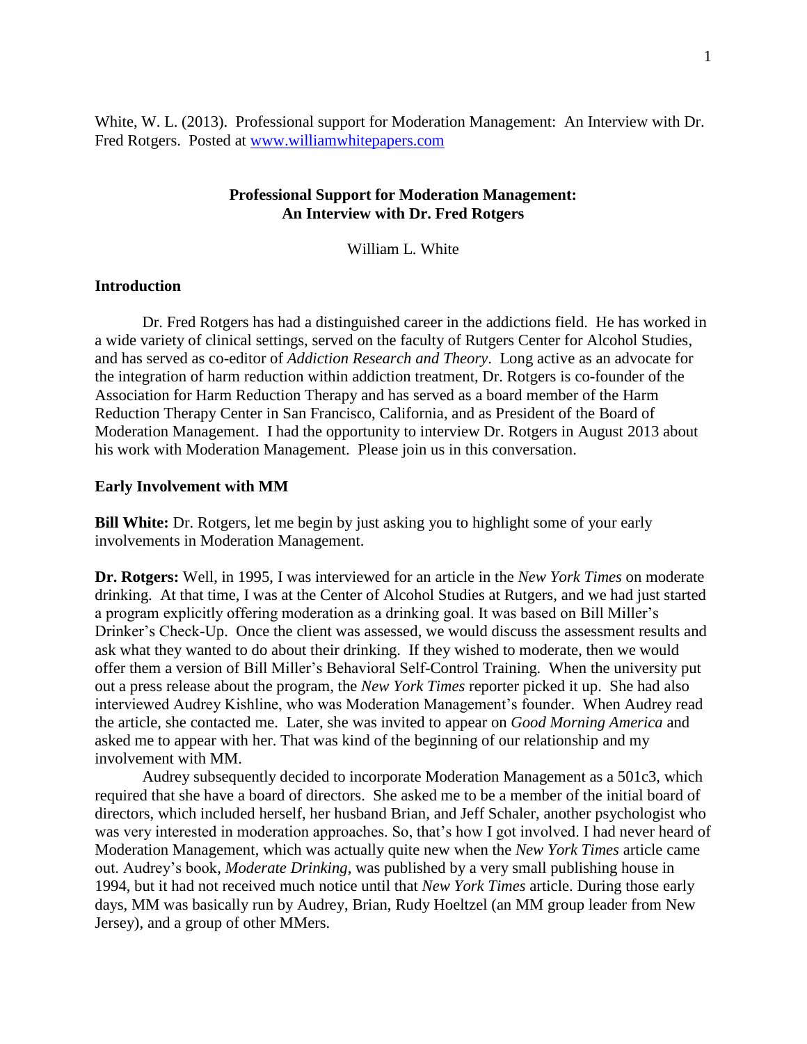White, W. L. (2013). Professional support for Moderation Management: An Interview with Dr. Fred Rotgers. Posted at [www.williamwhitepapers.com](http://www.williamwhitepapers.com)

# Professional Support for Moderation Management: An Interview with Dr. Fred Rotgers

William L. White

## Introduction

Dr. Fred Rotgers has had a distinguished career in the addictions field. He has worked in a wide variety of clinical settings, served on the faculty of Rutgers Center for Alcohol Studies, and has served as co-editor of *Addiction Research and Theory*. Long active as an advocate for the integration of harm reduction within addiction treatment, Dr. Rotgers is co-founder of the Association for Harm Reduction Therapy and has served as a board member of the Harm Reduction Therapy Center in San Francisco, California, and as President of the Board of Moderation Management. I had the opportunity to interview Dr. Rotgers in August 2013 about his work with Moderation Management. Please join us in this conversation.

## Early Involvement with MM

**Bill White:** Dr. Rotgers, let me begin by just asking you to highlight some of your early involvements in Moderation Management.

**Dr. Rotgers:** Well, in 1995, I was interviewed for an article in the *New York Times* on moderate drinking. At that time, I was at the Center of Alcohol Studies at Rutgers, and we had just started a program explicitly offering moderation as a drinking goal. It was based on Bill Miller's Drinker's Check-Up. Once the client was assessed, we would discuss the assessment results and ask what they wanted to do about their drinking. If they wished to moderate, then we would offer them a version of Bill Miller's Behavioral Self-Control Training. When the university put out a press release about the program, the *New York Times* reporter picked it up. She had also interviewed Audrey Kishline, who was Moderation Management's founder. When Audrey read the article, she contacted me. Later, she was invited to appear on *Good Morning America* and asked me to appear with her. That was kind of the beginning of our relationship and my involvement with MM.

Audrey subsequently decided to incorporate Moderation Management as a 501c3, which required that she have a board of directors. She asked me to be a member of the initial board of directors, which included herself, her husband Brian, and Jeff Schaler, another psychologist who was very interested in moderation approaches. So, that's how I got involved. I had never heard of Moderation Management, which was actually quite new when the *New York Times* article came out. Audrey's book, *Moderate Drinking*, was published by a very small publishing house in 1994, but it had not received much notice until that *New York Times* article. During those early days, MM was basically run by Audrey, Brian, Rudy Hoeltzel (an MM group leader from New Jersey), and a group of other MMers.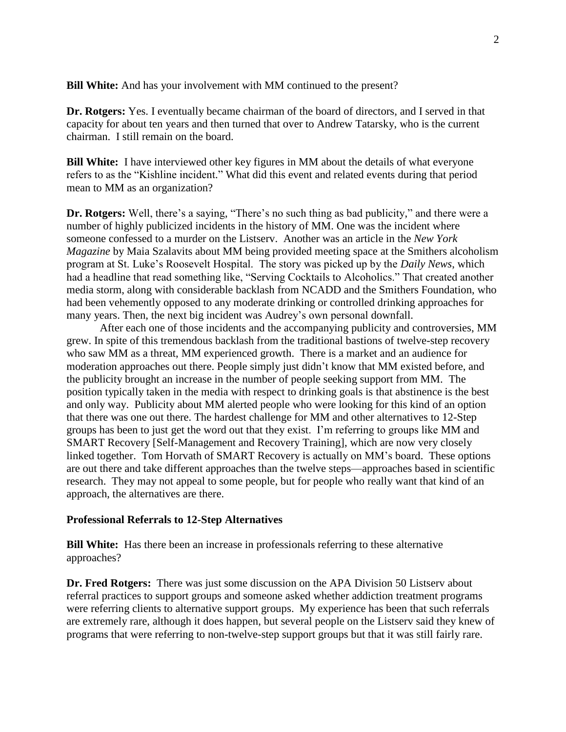**Bill White:** And has your involvement with MM continued to the present?

**Dr. Rotgers:** Yes. I eventually became chairman of the board of directors, and I served in that capacity for about ten years and then turned that over to Andrew Tatarsky, who is the current chairman. I still remain on the board.

**Bill White:** I have interviewed other key figures in MM about the details of what everyone refers to as the "Kishline incident." What did this event and related events during that period mean to MM as an organization?

**Dr. Rotgers:** Well, there's a saying, "There's no such thing as bad publicity," and there were a number of highly publicized incidents in the history of MM. One was the incident where someone confessed to a murder on the Listserv. Another was an article in the *New York Magazine* by Maia Szalavits about MM being provided meeting space at the Smithers alcoholism program at St. Luke's Roosevelt Hospital. The story was picked up by the *Daily News*, which had a headline that read something like, "Serving Cocktails to Alcoholics." That created another media storm, along with considerable backlash from NCADD and the Smithers Foundation, who had been vehemently opposed to any moderate drinking or controlled drinking approaches for many years. Then, the next big incident was Audrey's own personal downfall.

After each one of those incidents and the accompanying publicity and controversies, MM grew. In spite of this tremendous backlash from the traditional bastions of twelve-step recovery who saw MM as a threat, MM experienced growth. There is a market and an audience for moderation approaches out there. People simply just didn't know that MM existed before, and the publicity brought an increase in the number of people seeking support from MM. The position typically taken in the media with respect to drinking goals is that abstinence is the best and only way. Publicity about MM alerted people who were looking for this kind of an option that there was one out there. The hardest challenge for MM and other alternatives to 12-Step groups has been to just get the word out that they exist. I'm referring to groups like MM and SMART Recovery [Self-Management and Recovery Training], which are now very closely linked together. Tom Horvath of SMART Recovery is actually on MM's board. These options are out there and take different approaches than the twelve steps—approaches based in scientific research. They may not appeal to some people, but for people who really want that kind of an approach, the alternatives are there.

### Professional Referrals to 12-Step Alternatives

**Bill White:** Has there been an increase in professionals referring to these alternative approaches?

**Dr. Fred Rotgers:** There was just some discussion on the APA Division 50 Listserv about referral practices to support groups and someone asked whether addiction treatment programs were referring clients to alternative support groups. My experience has been that such referrals are extremely rare, although it does happen, but several people on the Listserv said they knew of programs that were referring to non-twelve-step support groups but that it was still fairly rare.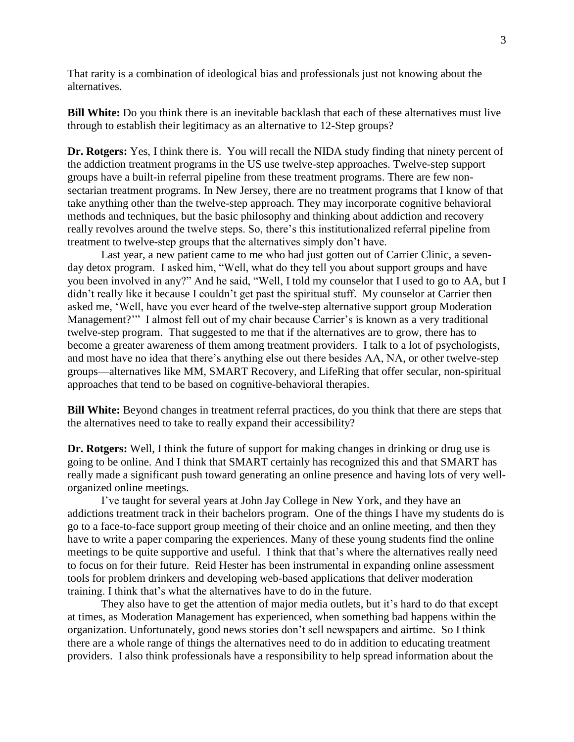That rarity is a combination of ideological bias and professionals just not knowing about the alternatives.

**Bill White:** Do you think there is an inevitable backlash that each of these alternatives must live through to establish their legitimacy as an alternative to 12-Step groups?

**Dr. Rotgers:** Yes, I think there is. You will recall the NIDA study finding that ninety percent of the addiction treatment programs in the US use twelve-step approaches. Twelve-step support groups have a built-in referral pipeline from these treatment programs. There are few non-sectarian treatment programs. In New Jersey, there are no treatment programs that I know of that take anything other than the twelve-step approach. They may incorporate cognitive behavioral methods and techniques, but the basic philosophy and thinking about addiction and recovery really revolves around the twelve steps. So, there's this institutionalized referral pipeline from treatment to twelve-step groups that the alternatives simply don't have.

Last year, a new patient came to me who had just gotten out of Carrier Clinic, a seven-day detox program. I asked him, "Well, what do they tell you about support groups and have you been involved in any?" And he said, "Well, I told my counselor that I used to go to AA, but I didn't really like it because I couldn't get past the spiritual stuff. My counselor at Carrier then asked me, 'Well, have you ever heard of the twelve-step alternative support group Moderation Management?'" I almost fell out of my chair because Carrier's is known as a very traditional twelve-step program. That suggested to me that if the alternatives are to grow, there has to become a greater awareness of them among treatment providers. I talk to a lot of psychologists, and most have no idea that there's anything else out there besides AA, NA, or other twelve-step groups—alternatives like MM, SMART Recovery, and LifeRing that offer secular, non-spiritual approaches that tend to be based on cognitive-behavioral therapies.

**Bill White:** Beyond changes in treatment referral practices, do you think that there are steps that the alternatives need to take to really expand their accessibility?

**Dr. Rotgers:** Well, I think the future of support for making changes in drinking or drug use is going to be online. And I think that SMART certainly has recognized this and that SMART has really made a significant push toward generating an online presence and having lots of very well-organized online meetings.

I've taught for several years at John Jay College in New York, and they have an addictions treatment track in their bachelors program. One of the things I have my students do is go to a face-to-face support group meeting of their choice and an online meeting, and then they have to write a paper comparing the experiences. Many of these young students find the online meetings to be quite supportive and useful. I think that that's where the alternatives really need to focus on for their future. Reid Hester has been instrumental in expanding online assessment tools for problem drinkers and developing web-based applications that deliver moderation training. I think that's what the alternatives have to do in the future.

They also have to get the attention of major media outlets, but it's hard to do that except at times, as Moderation Management has experienced, when something bad happens within the organization. Unfortunately, good news stories don't sell newspapers and airtime. So I think there are a whole range of things the alternatives need to do in addition to educating treatment providers. I also think professionals have a responsibility to help spread information about the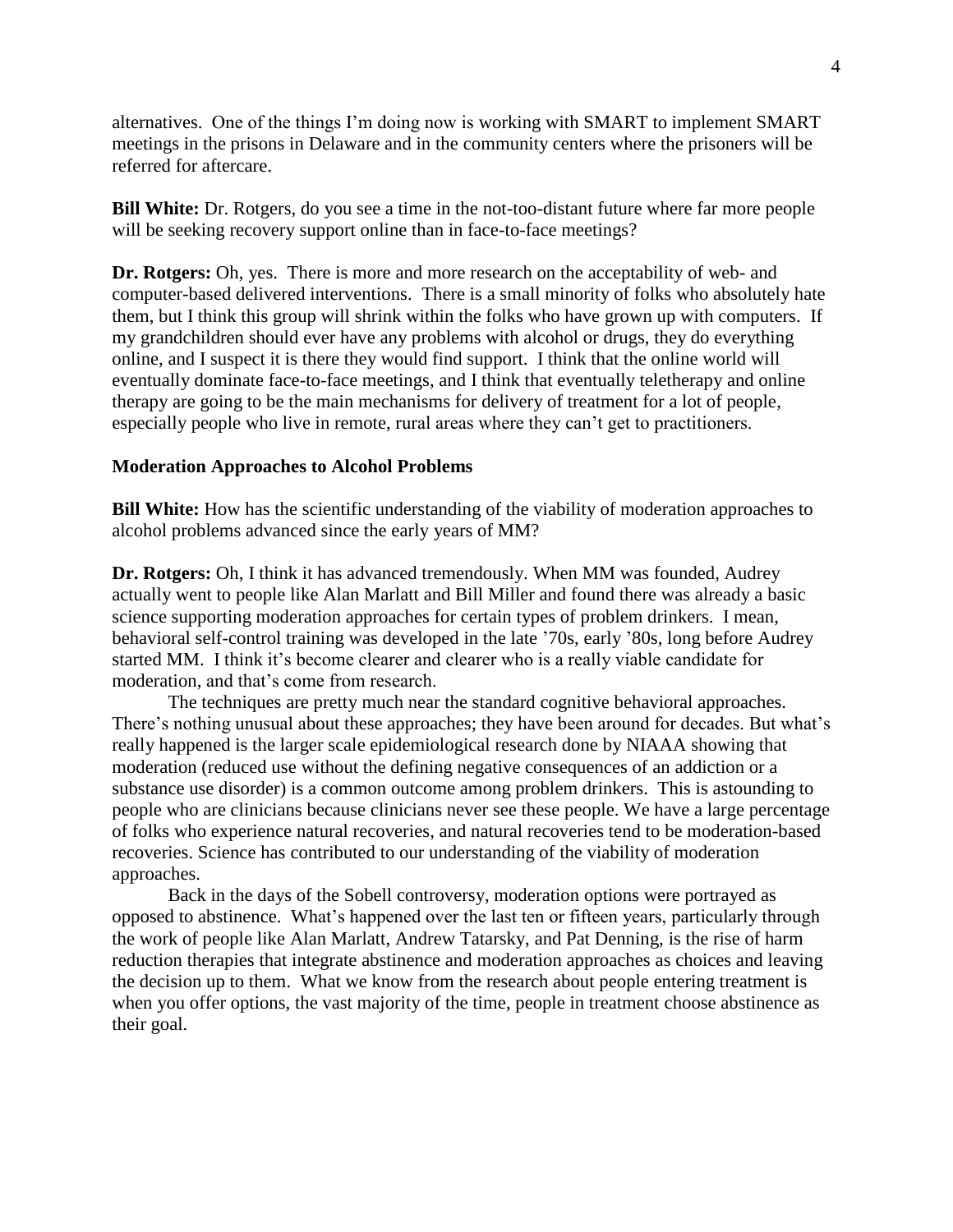alternatives. One of the things I'm doing now is working with SMART to implement SMART meetings in the prisons in Delaware and in the community centers where the prisoners will be referred for aftercare.

**Bill White:** Dr. Rotgers, do you see a time in the not-too-distant future where far more people will be seeking recovery support online than in face-to-face meetings?

**Dr. Rotgers:** Oh, yes. There is more and more research on the acceptability of web- and computer-based delivered interventions. There is a small minority of folks who absolutely hate them, but I think this group will shrink within the folks who have grown up with computers. If my grandchildren should ever have any problems with alcohol or drugs, they do everything online, and I suspect it is there they would find support. I think that the online world will eventually dominate face-to-face meetings, and I think that eventually teletherapy and online therapy are going to be the main mechanisms for delivery of treatment for a lot of people, especially people who live in remote, rural areas where they can't get to practitioners.

### Moderation Approaches to Alcohol Problems

**Bill White:** How has the scientific understanding of the viability of moderation approaches to alcohol problems advanced since the early years of MM?

**Dr. Rotgers:** Oh, I think it has advanced tremendously. When MM was founded, Audrey actually went to people like Alan Marlatt and Bill Miller and found there was already a basic science supporting moderation approaches for certain types of problem drinkers. I mean, behavioral self-control training was developed in the late '70s, early '80s, long before Audrey started MM. I think it's become clearer and clearer who is a really viable candidate for moderation, and that's come from research.

The techniques are pretty much near the standard cognitive behavioral approaches. There's nothing unusual about these approaches; they have been around for decades. But what's really happened is the larger scale epidemiological research done by NIAAA showing that moderation (reduced use without the defining negative consequences of an addiction or a substance use disorder) is a common outcome among problem drinkers. This is astounding to people who are clinicians because clinicians never see these people. We have a large percentage of folks who experience natural recoveries, and natural recoveries tend to be moderation-based recoveries. Science has contributed to our understanding of the viability of moderation approaches.

Back in the days of the Sobell controversy, moderation options were portrayed as opposed to abstinence. What's happened over the last ten or fifteen years, particularly through the work of people like Alan Marlatt, Andrew Tatarsky, and Pat Denning, is the rise of harm reduction therapies that integrate abstinence and moderation approaches as choices and leaving the decision up to them. What we know from the research about people entering treatment is when you offer options, the vast majority of the time, people in treatment choose abstinence as their goal.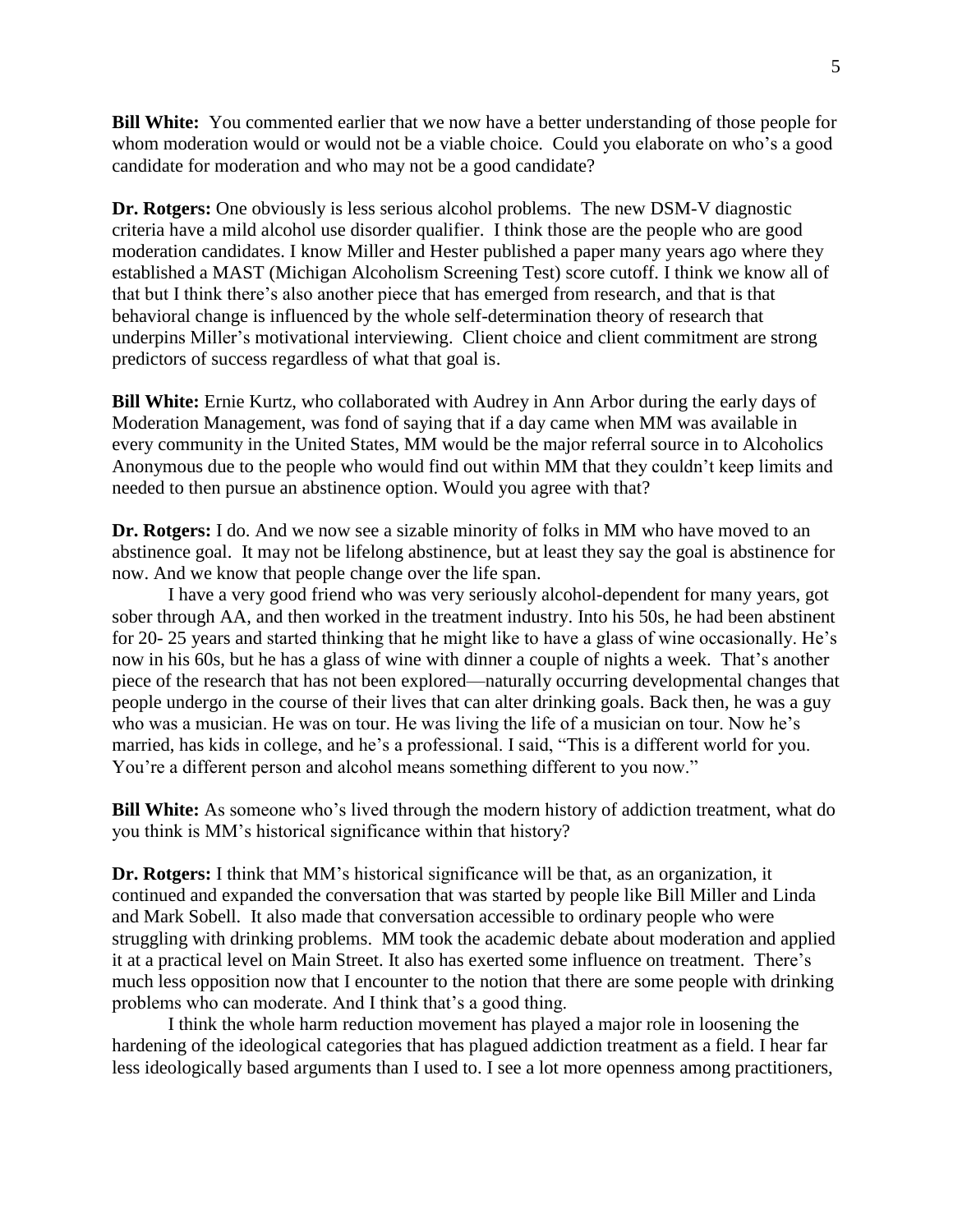**Bill White:** You commented earlier that we now have a better understanding of those people for whom moderation would or would not be a viable choice. Could you elaborate on who's a good candidate for moderation and who may not be a good candidate?

**Dr. Rotgers:** One obviously is less serious alcohol problems. The new DSM-V diagnostic criteria have a mild alcohol use disorder qualifier. I think those are the people who are good moderation candidates. I know Miller and Hester published a paper many years ago where they established a MAST (Michigan Alcoholism Screening Test) score cutoff. I think we know all of that but I think there's also another piece that has emerged from research, and that is that behavioral change is influenced by the whole self-determination theory of research that underpins Miller's motivational interviewing. Client choice and client commitment are strong predictors of success regardless of what that goal is.

**Bill White:** Ernie Kurtz, who collaborated with Audrey in Ann Arbor during the early days of Moderation Management, was fond of saying that if a day came when MM was available in every community in the United States, MM would be the major referral source in to Alcoholics Anonymous due to the people who would find out within MM that they couldn't keep limits and needed to then pursue an abstinence option. Would you agree with that?

**Dr. Rotgers:** I do. And we now see a sizable minority of folks in MM who have moved to an abstinence goal. It may not be lifelong abstinence, but at least they say the goal is abstinence for now. And we know that people change over the life span.

I have a very good friend who was very seriously alcohol-dependent for many years, got sober through AA, and then worked in the treatment industry. Into his 50s, he had been abstinent for 20- 25 years and started thinking that he might like to have a glass of wine occasionally. He's now in his 60s, but he has a glass of wine with dinner a couple of nights a week. That's another piece of the research that has not been explored—naturally occurring developmental changes that people undergo in the course of their lives that can alter drinking goals. Back then, he was a guy who was a musician. He was on tour. He was living the life of a musician on tour. Now he's married, has kids in college, and he's a professional. I said, "This is a different world for you. You're a different person and alcohol means something different to you now."

**Bill White:** As someone who's lived through the modern history of addiction treatment, what do you think is MM's historical significance within that history?

**Dr. Rotgers:** I think that MM's historical significance will be that, as an organization, it continued and expanded the conversation that was started by people like Bill Miller and Linda and Mark Sobell. It also made that conversation accessible to ordinary people who were struggling with drinking problems. MM took the academic debate about moderation and applied it at a practical level on Main Street. It also has exerted some influence on treatment. There's much less opposition now that I encounter to the notion that there are some people with drinking problems who can moderate. And I think that's a good thing.

I think the whole harm reduction movement has played a major role in loosening the hardening of the ideological categories that has plagued addiction treatment as a field. I hear far less ideologically based arguments than I used to. I see a lot more openness among practitioners,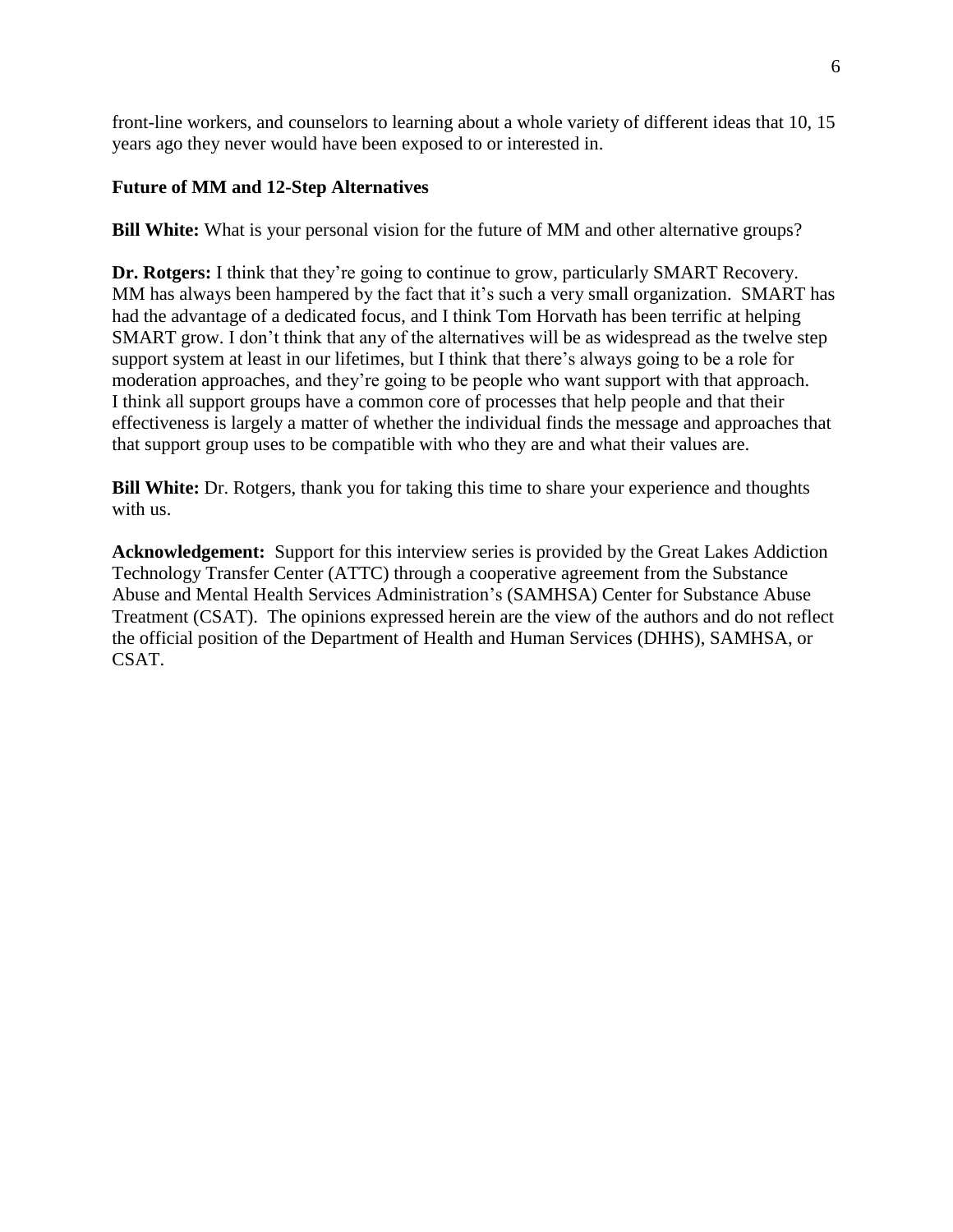front-line workers, and counselors to learning about a whole variety of different ideas that 10, 15 years ago they never would have been exposed to or interested in.

### Future of MM and 12-Step Alternatives

**Bill White:** What is your personal vision for the future of MM and other alternative groups?

**Dr. Rotgers:** I think that they're going to continue to grow, particularly SMART Recovery. MM has always been hampered by the fact that it's such a very small organization. SMART has had the advantage of a dedicated focus, and I think Tom Horvath has been terrific at helping SMART grow. I don't think that any of the alternatives will be as widespread as the twelve step support system at least in our lifetimes, but I think that there's always going to be a role for moderation approaches, and they're going to be people who want support with that approach. I think all support groups have a common core of processes that help people and that their effectiveness is largely a matter of whether the individual finds the message and approaches that that support group uses to be compatible with who they are and what their values are.

**Bill White:** Dr. Rotgers, thank you for taking this time to share your experience and thoughts with us.

**Acknowledgement:** Support for this interview series is provided by the Great Lakes Addiction Technology Transfer Center (ATTC) through a cooperative agreement from the Substance Abuse and Mental Health Services Administration's (SAMHSA) Center for Substance Abuse Treatment (CSAT). The opinions expressed herein are the view of the authors and do not reflect the official position of the Department of Health and Human Services (DHHS), SAMHSA, or CSAT.